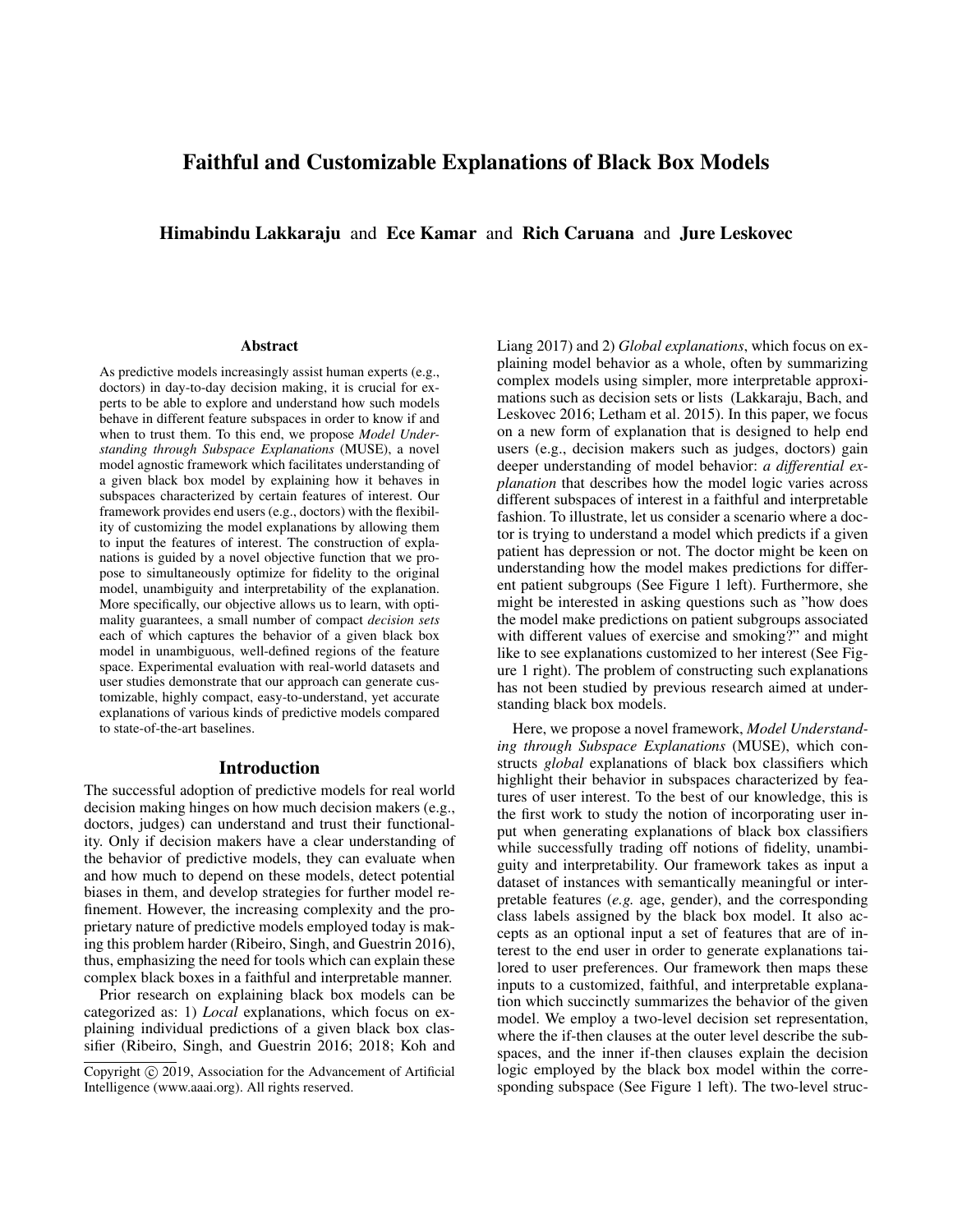# Faithful and Customizable Explanations of Black Box Models

**Himabindu Lakkaraju** and **Ece Kamar** and **Rich Caruana** and **Jure Leskovec**

## Abstract

As predictive models increasingly assist human experts (e.g., doctors) in day-to-day decision making, it is crucial for experts to be able to explore and understand how such models behave in different feature subspaces in order to know if and when to trust them. To this end, we propose *Model Understanding through Subspace Explanations* (MUSE), a novel model agnostic framework which facilitates understanding of a given black box model by explaining how it behaves in subspaces characterized by certain features of interest. Our framework provides end users (e.g., doctors) with the flexibility of customizing the model explanations by allowing them to input the features of interest. The construction of explanations is guided by a novel objective function that we propose to simultaneously optimize for fidelity to the original model, unambiguity and interpretability of the explanation. More specifically, our objective allows us to learn, with optimality guarantees, a small number of compact *decision sets* each of which captures the behavior of a given black box model in unambiguous, well-defined regions of the feature space. Experimental evaluation with real-world datasets and user studies demonstrate that our approach can generate customizable, highly compact, easy-to-understand, yet accurate explanations of various kinds of predictive models compared to state-of-the-art baselines.

## Introduction

The successful adoption of predictive models for real world decision making hinges on how much decision makers (e.g., doctors, judges) can understand and trust their functionality. Only if decision makers have a clear understanding of the behavior of predictive models, they can evaluate when and how much to depend on these models, detect potential biases in them, and develop strategies for further model refinement. However, the increasing complexity and the proprietary nature of predictive models employed today is making this problem harder (Ribeiro, Singh, and Guestrin 2016), thus, emphasizing the need for tools which can explain these complex black boxes in a faithful and interpretable manner.

Prior research on explaining black box models can be categorized as: 1) *Local* explanations, which focus on explaining individual predictions of a given black box classifier (Ribeiro, Singh, and Guestrin 2016; 2018; Koh and Liang 2017) and 2) *Global explanations*, which focus on explaining model behavior as a whole, often by summarizing complex models using simpler, more interpretable approximations such as decision sets or lists (Lakkaraju, Bach, and Leskovec 2016; Letham et al. 2015). In this paper, we focus on a new form of explanation that is designed to help end users (e.g., decision makers such as judges, doctors) gain deeper understanding of model behavior: *a differential explanation* that describes how the model logic varies across different subspaces of interest in a faithful and interpretable fashion. To illustrate, let us consider a scenario where a doctor is trying to understand a model which predicts if a given patient has depression or not. The doctor might be keen on understanding how the model makes predictions for different patient subgroups (See Figure 1 left). Furthermore, she might be interested in asking questions such as "how does the model make predictions on patient subgroups associated with different values of exercise and smoking?" and might like to see explanations customized to her interest (See Figure 1 right). The problem of constructing such explanations has not been studied by previous research aimed at understanding black box models.

Here, we propose a novel framework, *Model Understanding through Subspace Explanations* (MUSE), which constructs *global* explanations of black box classifiers which highlight their behavior in subspaces characterized by features of user interest. To the best of our knowledge, this is the first work to study the notion of incorporating user input when generating explanations of black box classifiers while successfully trading off notions of fidelity, unambiguity and interpretability. Our framework takes as input a dataset of instances with semantically meaningful or interpretable features (*e.g.* age, gender), and the corresponding class labels assigned by the black box model. It also accepts as an optional input a set of features that are of interest to the end user in order to generate explanations tailored to user preferences. Our framework then maps these inputs to a customized, faithful, and interpretable explanation which succinctly summarizes the behavior of the given model. We employ a two-level decision set representation, where the if-then clauses at the outer level describe the subspaces, and the inner if-then clauses explain the decision logic employed by the black box model within the corresponding subspace (See Figure 1 left). The two-level struc-

Copyright © 2019, Association for the Advancement of Artificial Intelligence (www.aaai.org). All rights reserved.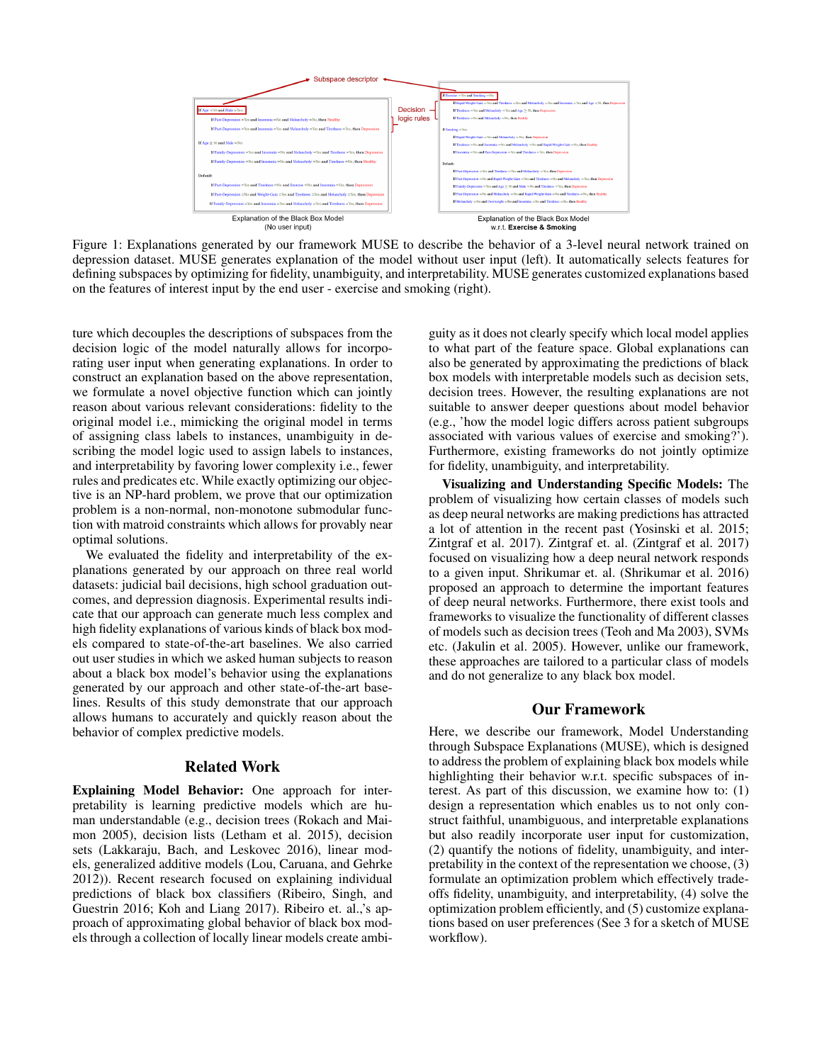Subspace descriptor

Decision logic rules

If Age <50 and Male = Yes:
If Past-Depression = Yes and Insomnia = No and Melancholy = No, then Healthy
If Past-Depression = Yes and Insomnia = No and Melancholy = No and Tiredness = Yes, then Depression

If Age ≥ 50 and Male = No:
If Family-Depression = Yes and Insomnia = No and Melancholy = Yes and Tiredness = Yes, then Depression
If Family-Depression = No and Insomnia = No and Melancholy = No and Tiredness = No, then Healthy

Default:
If Past-Depression = Yes and Tiredness = No and Exercise = No and Insomnia = Yes, then Depression
If Past-Depression = No and Weight-Gain = Yes and Tiredness = Yes and Melancholy = Yes, then Depression
If Family-Depression = Yes and Insomnia = Yes and Melancholy = Yes and Tiredness = Yes, then Depression

Explanation of the Black Box Model
(No user input)

If Exercise = Yes and Smoking = No:
If Rapid-Weight-Gain = Yes and Tiredness = Yes and Melancholy = Yes and Insomnia = Yes and Age < 30, then Depression
If Tiredness = Yes and Melancholy = Yes and Age ≥ 50, then Depression
If Tiredness = No and Melancholy = No, then Healthy

If Smoking = Yes:
If Rapid-Weight-Gain = Yes and Melancholy = Yes, then Depression
If Tiredness = No and Insomnia = No and Melancholy = No and Rapid-Weight-Gain = No, then Healthy
If Insomnia = Yes and Past-Depression = Yes and Tiredness = Yes, then Depression

Default:
If Past-Depression = Yes and Tiredness = Yes and Melancholy = Yes, then Depression
If Past-Depression = No and Rapid-Weight-Gain = Yes and Tiredness = No and Melancholy = No, then Depression
If Family-Depression = Yes and Age ≥ 50 and Male = No and Tiredness = Yes, then Depression
If Past-Depression = No and Melancholy = No and Rapid-Weight-Gain = No and Tiredness = No, then Healthy
If Melancholy = No and Overweight = No and Insomnia = No and Tiredness = No, then Healthy

Explanation of the Black Box Model
w.r.t. **Exercise & Smoking**

Figure 1: Explanations generated by our framework MUSE to describe the behavior of a 3-level neural network trained on depression dataset. MUSE generates explanation of the model without user input (left). It automatically selects features for defining subspaces by optimizing for fidelity, unambiguity, and interpretability. MUSE generates customized explanations based on the features of interest input by the end user - exercise and smoking (right).

ture which decouples the descriptions of subspaces from the decision logic of the model naturally allows for incorporating user input when generating explanations. In order to construct an explanation based on the above representation, we formulate a novel objective function which can jointly reason about various relevant considerations: fidelity to the original model i.e., mimicking the original model in terms of assigning class labels to instances, unambiguity in describing the model logic used to assign labels to instances, and interpretability by favoring lower complexity i.e., fewer rules and predicates etc. While exactly optimizing our objective is an NP-hard problem, we prove that our optimization problem is a non-normal, non-monotone submodular function with matroid constraints which allows for provably near optimal solutions.

We evaluated the fidelity and interpretability of the explanations generated by our approach on three real world datasets: judicial bail decisions, high school graduation outcomes, and depression diagnosis. Experimental results indicate that our approach can generate much less complex and high fidelity explanations of various kinds of black box models compared to state-of-the-art baselines. We also carried out user studies in which we asked human subjects to reason about a black box model's behavior using the explanations generated by our approach and other state-of-the-art baselines. Results of this study demonstrate that our approach allows humans to accurately and quickly reason about the behavior of complex predictive models.

## Related Work

**Explaining Model Behavior:** One approach for interpretability is learning predictive models which are human understandable (e.g., decision trees (Rokach and Maimon 2005), decision lists (Letham et al. 2015), decision sets (Lakkaraju, Bach, and Leskovec 2016), linear models, generalized additive models (Lou, Caruana, and Gehrke 2012)). Recent research focused on explaining individual predictions of black box classifiers (Ribeiro, Singh, and Guestrin 2016; Koh and Liang 2017). Ribeiro et. al.,'s approach of approximating global behavior of black box models through a collection of locally linear models create ambiguity as it does not clearly specify which local model applies to what part of the feature space. Global explanations can also be generated by approximating the predictions of black box models with interpretable models such as decision sets, decision trees. However, the resulting explanations are not suitable to answer deeper questions about model behavior (e.g., 'how the model logic differs across patient subgroups associated with various values of exercise and smoking?'). Furthermore, existing frameworks do not jointly optimize for fidelity, unambiguity, and interpretability.

**Visualizing and Understanding Specific Models:** The problem of visualizing how certain classes of models such as deep neural networks are making predictions has attracted a lot of attention in the recent past (Yosinski et al. 2015; Zintgraf et al. 2017). Zintgraf et. al. (Zintgraf et al. 2017) focused on visualizing how a deep neural network responds to a given input. Shrikumar et. al. (Shrikumar et al. 2016) proposed an approach to determine the important features of deep neural networks. Furthermore, there exist tools and frameworks to visualize the functionality of different classes of models such as decision trees (Teoh and Ma 2003), SVMs etc. (Jakulin et al. 2005). However, unlike our framework, these approaches are tailored to a particular class of models and do not generalize to any black box model.

## Our Framework

Here, we describe our framework, Model Understanding through Subspace Explanations (MUSE), which is designed to address the problem of explaining black box models while highlighting their behavior w.r.t. specific subspaces of interest. As part of this discussion, we examine how to: (1) design a representation which enables us to not only construct faithful, unambiguous, and interpretable explanations but also readily incorporate user input for customization, (2) quantify the notions of fidelity, unambiguity, and interpretability in the context of the representation we choose, (3) formulate an optimization problem which effectively trade-offs fidelity, unambiguity, and interpretability, (4) solve the optimization problem efficiently, and (5) customize explanations based on user preferences (See 3 for a sketch of MUSE workflow).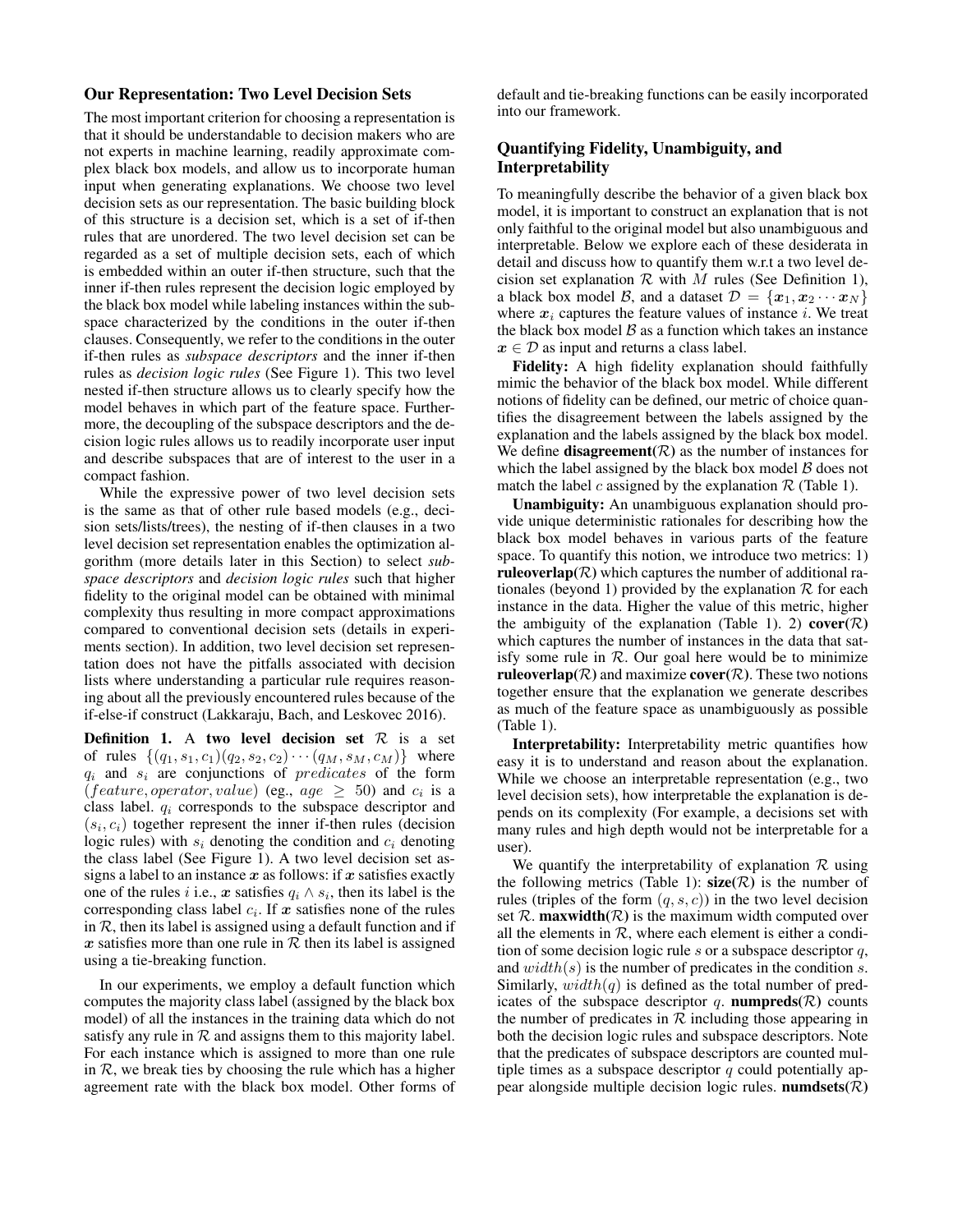## Our Representation: Two Level Decision Sets

The most important criterion for choosing a representation is that it should be understandable to decision makers who are not experts in machine learning, readily approximate complex black box models, and allow us to incorporate human input when generating explanations. We choose two level decision sets as our representation. The basic building block of this structure is a decision set, which is a set of if-then rules that are unordered. The two level decision set can be regarded as a set of multiple decision sets, each of which is embedded within an outer if-then structure, such that the inner if-then rules represent the decision logic employed by the black box model while labeling instances within the subspace characterized by the conditions in the outer if-then clauses. Consequently, we refer to the conditions in the outer if-then rules as *subspace descriptors* and the inner if-then rules as *decision logic rules* (See Figure 1). This two level nested if-then structure allows us to clearly specify how the model behaves in which part of the feature space. Furthermore, the decoupling of the subspace descriptors and the decision logic rules allows us to readily incorporate user input and describe subspaces that are of interest to the user in a compact fashion.

While the expressive power of two level decision sets is the same as that of other rule based models (e.g., decision sets/lists/trees), the nesting of if-then clauses in a two level decision set representation enables the optimization algorithm (more details later in this Section) to select *subspace descriptors* and *decision logic rules* such that higher fidelity to the original model can be obtained with minimal complexity thus resulting in more compact approximations compared to conventional decision sets (details in experiments section). In addition, two level decision set representation does not have the pitfalls associated with decision lists where understanding a particular rule requires reasoning about all the previously encountered rules because of the if-else-if construct (Lakkaraju, Bach, and Leskovec 2016).

**Definition 1.** A **two level decision set** $\mathcal{R}$ is a set of rules $\{(q_1, s_1, c_1)(q_2, s_2, c_2) \cdots (q_M, s_M, c_M)\}$ where $q_i$ and $s_i$ are conjunctions of *predicates* of the form $(feature, operator, value)$ (eg., $age \geq 50$) and $c_i$ is a class label. $q_i$ corresponds to the subspace descriptor and $(s_i, c_i)$ together represent the inner if-then rules (decision logic rules) with $s_i$ denoting the condition and $c_i$ denoting the class label (See Figure 1). A two level decision set assigns a label to an instance $\boldsymbol{x}$ as follows: if $\boldsymbol{x}$ satisfies exactly one of the rules $i$ i.e., $\boldsymbol{x}$ satisfies $q_i \wedge s_i$, then its label is the corresponding class label $c_i$. If $\boldsymbol{x}$ satisfies none of the rules in $\mathcal{R}$, then its label is assigned using a default function and if $\boldsymbol{x}$ satisfies more than one rule in $\mathcal{R}$ then its label is assigned using a tie-breaking function.

In our experiments, we employ a default function which computes the majority class label (assigned by the black box model) of all the instances in the training data which do not satisfy any rule in $\mathcal{R}$ and assigns them to this majority label. For each instance which is assigned to more than one rule in $\mathcal{R}$, we break ties by choosing the rule which has a higher agreement rate with the black box model. Other forms of default and tie-breaking functions can be easily incorporated into our framework.

## Quantifying Fidelity, Unambiguity, and Interpretability

To meaningfully describe the behavior of a given black box model, it is important to construct an explanation that is not only faithful to the original model but also unambiguous and interpretable. Below we explore each of these desiderata in detail and discuss how to quantify them w.r.t a two level decision set explanation $\mathcal{R}$ with $M$ rules (See Definition 1), a black box model $\mathcal{B}$, and a dataset $\mathcal{D} = \{\boldsymbol{x}_1, \boldsymbol{x}_2 \cdots \boldsymbol{x}_N\}$ where $\boldsymbol{x}_i$ captures the feature values of instance $i$. We treat the black box model $\mathcal{B}$ as a function which takes an instance $\boldsymbol{x} \in \mathcal{D}$ as input and returns a class label.

**Fidelity:** A high fidelity explanation should faithfully mimic the behavior of the black box model. While different notions of fidelity can be defined, our metric of choice quantifies the disagreement between the labels assigned by the explanation and the labels assigned by the black box model. We define **disagreement($\mathcal{R}$)** as the number of instances for which the label assigned by the black box model $\mathcal{B}$ does not match the label $c$ assigned by the explanation $\mathcal{R}$ (Table 1).

**Unambiguity:** An unambiguous explanation should provide unique deterministic rationales for describing how the black box model behaves in various parts of the feature space. To quantify this notion, we introduce two metrics: 1) **ruleoverlap($\mathcal{R}$)** which captures the number of additional rationales (beyond 1) provided by the explanation $\mathcal{R}$ for each instance in the data. Higher the value of this metric, higher the ambiguity of the explanation (Table 1). 2) **cover($\mathcal{R}$)** which captures the number of instances in the data that satisfy some rule in $\mathcal{R}$. Our goal here would be to minimize **ruleoverlap($\mathcal{R}$)** and maximize **cover($\mathcal{R}$)**. These two notions together ensure that the explanation we generate describes as much of the feature space as unambiguously as possible (Table 1).

**Interpretability:** Interpretability metric quantifies how easy it is to understand and reason about the explanation. While we choose an interpretable representation (e.g., two level decision sets), how interpretable the explanation is depends on its complexity (For example, a decisions set with many rules and high depth would not be interpretable for a user).

We quantify the interpretability of explanation $\mathcal{R}$ using the following metrics (Table 1): **size($\mathcal{R}$)** is the number of rules (triples of the form $(q, s, c)$) in the two level decision set $\mathcal{R}$. **maxwidth($\mathcal{R}$)** is the maximum width computed over all the elements in $\mathcal{R}$, where each element is either a condition of some decision logic rule $s$ or a subspace descriptor $q$, and $width(s)$ is the number of predicates in the condition $s$. Similarly, $width(q)$ is defined as the total number of predicates of the subspace descriptor $q$. **numpreds($\mathcal{R}$)** counts the number of predicates in $\mathcal{R}$ including those appearing in both the decision logic rules and subspace descriptors. Note that the predicates of subspace descriptors are counted multiple times as a subspace descriptor $q$ could potentially appear alongside multiple decision logic rules. **numdsets($\mathcal{R}$)**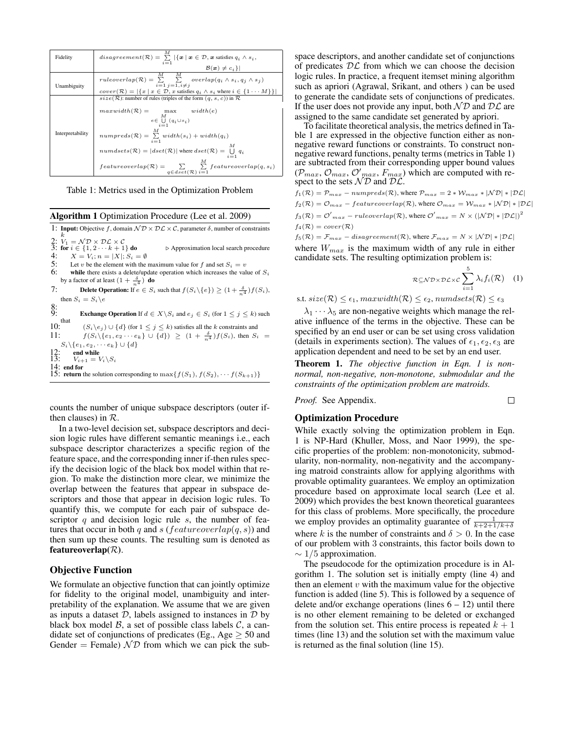| | |
|---|---|
| Fidelity | $disagreement(\mathcal{R}) = \sum_{i=1}^{M} \lvert\{\boldsymbol{x} \mid \boldsymbol{x} \in \mathcal{D}, \boldsymbol{x} \text{ satisfies } q_i \wedge s_i, \mathcal{B}(\boldsymbol{x}) \neq c_i\}\rvert$ |
| Unambiguity | $ruleoverlap(\mathcal{R}) = \sum_{i=1}^{M} \sum_{j=1, i \neq j}^{M} overlap(q_i \wedge s_i, q_j \wedge s_j)$ |
| | $cover(\mathcal{R}) = \lvert\{x \mid x \in \mathcal{D}, x \text{ satisfies } q_i \wedge s_i \text{ where } i \in \{1 \cdots M\}\}\rvert$ |
| Interpretability | $size(\mathcal{R})$: number of rules (triples of the form $(q, s, c)$) in $\mathcal{R}$ |
| | $maxwidth(\mathcal{R}) = \max_{e \in \bigcup_{i=1}^{M} (q_i \cup s_i)} width(e)$ |
| | $numpreds(\mathcal{R}) = \sum_{i=1}^{M} width(s_i) + width(q_i)$ |
| | $numdsets(\mathcal{R}) = \lvert dset(\mathcal{R})\rvert$ where $dset(\mathcal{R}) = \bigcup_{i=1}^{M} q_i$ |
| | $featureoverlap(\mathcal{R}) = \sum_{q \in dset(\mathcal{R})} \sum_{i=1}^{M} featureoverlap(q, s_i)$ |

Table 1: Metrics used in the Optimization Problem

**Algorithm 1** Optimization Procedure (Lee et al. 2009)

1: **Input:** Objective $f$, domain $\mathcal{ND} \times \mathcal{DL} \times \mathcal{C}$, parameter $\delta$, number of constraints $k$
2: $V_1 = \mathcal{ND} \times \mathcal{DL} \times \mathcal{C}$
3: **for** $i \in \{1, 2 \cdots k+1\}$ **do** ▷ Approximation local search procedure
4: $X = V_i; n = |X|; S_i = \emptyset$
5: Let $v$ be the element with the maximum value for $f$ and set $S_i = v$
6: **while** there exists a delete/update operation which increases the value of $S_i$ by a factor of at least $(1 + \frac{\delta}{n^4})$ **do**
7: **Delete Operation:** If $e \in S_i$ such that $f(S_i \backslash \{e\}) \geq (1 + \frac{\delta}{n^4}) f(S_i)$, then $S_i = S_i \backslash e$
8:
9: **Exchange Operation** If $d \in X \backslash S_i$ and $e_j \in S_i$ (for $1 \leq j \leq k$) such that
10: $(S_i \backslash e_j) \cup \{d\}$ (for $1 \leq j \leq k$) satisfies all the $k$ constraints and
11: $f(S_i \backslash \{e_1, e_2 \cdots e_k\} \cup \{d\}) \geq (1 + \frac{\delta}{n^4}) f(S_i)$, then $S_i = S_i \backslash \{e_1, e_2, \cdots e_k\} \cup \{d\}$
12: **end while**
13: $V_{i+1} = V_i \backslash S_i$
14: **end for**
15: **return** the solution corresponding to $\max\{f(S_1), f(S_2), \cdots f(S_{k+1})\}$

counts the number of unique subspace descriptors (outer if-then clauses) in $\mathcal{R}$.

In a two-level decision set, subspace descriptors and decision logic rules have different semantic meanings i.e., each subspace descriptor characterizes a specific region of the feature space, and the corresponding inner if-then rules specify the decision logic of the black box model within that region. To make the distinction more clear, we minimize the overlap between the features that appear in subspace descriptors and those that appear in decision logic rules. To quantify this, we compute for each pair of subspace descriptor $q$ and decision logic rule $s$, the number of features that occur in both $q$ and $s$ ($featureoverlap(q, s)$) and then sum up these counts. The resulting sum is denoted as **featureoverlap($\mathcal{R}$)**.

## Objective Function

We formulate an objective function that can jointly optimize for fidelity to the original model, unambiguity and interpretability of the explanation. We assume that we are given as inputs a dataset $\mathcal{D}$, labels assigned to instances in $\mathcal{D}$ by black box model $\mathcal{B}$, a set of possible class labels $\mathcal{C}$, a candidate set of conjunctions of predicates (Eg., Age $\geq$ 50 and Gender = Female) $\mathcal{ND}$ from which we can pick the subspace descriptors, and another candidate set of conjunctions of predicates $\mathcal{DL}$ from which we can choose the decision logic rules. In practice, a frequent itemset mining algorithm such as apriori (Agrawal, Srikant, and others ) can be used to generate the candidate sets of conjunctions of predicates. If the user does not provide any input, both $\mathcal{ND}$ and $\mathcal{DL}$ are assigned to the same candidate set generated by apriori.

To facilitate theoretical analysis, the metrics defined in Table 1 are expressed in the objective function either as non-negative reward functions or constraints. To construct non-negative reward functions, penalty terms (metrics in Table 1) are subtracted from their corresponding upper bound values ($\mathcal{P}_{max}$, $\mathcal{O}_{max}$, $\mathcal{O}'_{max}$, $F_{max}$) which are computed with respect to the sets $\mathcal{ND}$ and $\mathcal{DL}$.

$f_1(\mathcal{R}) = \mathcal{P}_{max} - numpreds(\mathcal{R})$, where $\mathcal{P}_{max} = 2 * \mathcal{W}_{max} * |\mathcal{ND}| * |\mathcal{DL}|$

$f_2(\mathcal{R}) = \mathcal{O}_{max} - featureoverlap(\mathcal{R})$, where $\mathcal{O}_{max} = \mathcal{W}_{max} * |\mathcal{ND}| * |\mathcal{DL}|$

$f_3(\mathcal{R}) = \mathcal{O}'_{max} - ruleoverlap(\mathcal{R})$, where $\mathcal{O}'_{max} = N \times (|\mathcal{ND}| * |\mathcal{DL}|)^2$

$f_4(\mathcal{R}) = cover(\mathcal{R})$

$f_5(\mathcal{R}) = \mathcal{F}_{max} - disagreement(\mathcal{R})$, where $\mathcal{F}_{max} = N \times |\mathcal{ND}| * |\mathcal{DL}|$

where $W_{max}$ is the maximum width of any rule in either candidate sets. The resulting optimization problem is:

$$\sum_{\mathcal{R} \subseteq \mathcal{ND} \times \mathcal{DL} \times \mathcal{C}} \sum_{i=1}^{5} \lambda_i f_i(\mathcal{R}) \quad (1)$$

s.t. $size(\mathcal{R}) \leq \epsilon_1, maxwidth(\mathcal{R}) \leq \epsilon_2, numdsets(\mathcal{R}) \leq \epsilon_3$

$\lambda_1 \cdots \lambda_5$ are non-negative weights which manage the relative influence of the terms in the objective. These can be specified by an end user or can be set using cross validation (details in experiments section). The values of $\epsilon_1, \epsilon_2, \epsilon_3$ are application dependent and need to be set by an end user.

**Theorem 1.** *The objective function in Eqn. 1 is non-normal, non-negative, non-monotone, submodular and the constraints of the optimization problem are matroids.*

*Proof.* See Appendix. □

## Optimization Procedure

While exactly solving the optimization problem in Eqn. 1 is NP-Hard (Khuller, Moss, and Naor 1999), the specific properties of the problem: non-monotonicity, submodularity, non-normality, non-negativity and the accompanying matroid constraints allow for applying algorithms with provable optimality guarantees. We employ an optimization procedure based on approximate local search (Lee et al. 2009) which provides the best known theoretical guarantees for this class of problems. More specifically, the procedure we employ provides an optimality guarantee of $\frac{1}{k+2+1/k+\delta}$ where $k$ is the number of constraints and $\delta > 0$. In the case of our problem with 3 constraints, this factor boils down to $\sim 1/5$ approximation.

The pseudocode for the optimization procedure is in Algorithm 1. The solution set is initially empty (line 4) and then an element $v$ with the maximum value for the objective function is added (line 5). This is followed by a sequence of delete and/or exchange operations (lines 6 – 12) until there is no other element remaining to be deleted or exchanged from the solution set. This entire process is repeated $k+1$ times (line 13) and the solution set with the maximum value is returned as the final solution (line 15).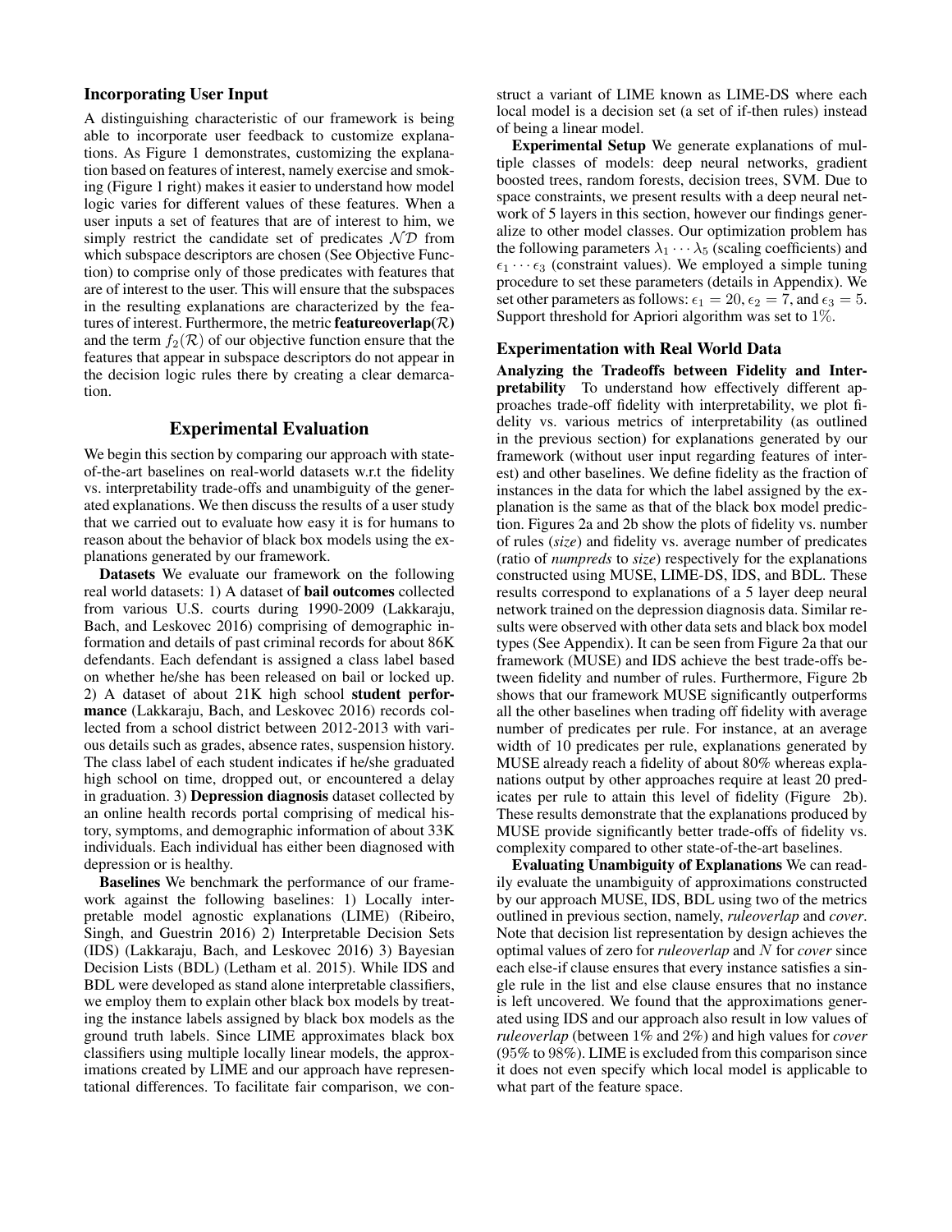### Incorporating User Input

A distinguishing characteristic of our framework is being able to incorporate user feedback to customize explanations. As Figure 1 demonstrates, customizing the explanation based on features of interest, namely exercise and smoking (Figure 1 right) makes it easier to understand how model logic varies for different values of these features. When a user inputs a set of features that are of interest to him, we simply restrict the candidate set of predicates $\mathcal{ND}$ from which subspace descriptors are chosen (See Objective Function) to comprise only of those predicates with features that are of interest to the user. This will ensure that the subspaces in the resulting explanations are characterized by the features of interest. Furthermore, the metric **featureoverlap($\mathcal{R}$)** and the term $f_2(\mathcal{R})$ of our objective function ensure that the features that appear in subspace descriptors do not appear in the decision logic rules there by creating a clear demarcation.

## Experimental Evaluation

We begin this section by comparing our approach with state-of-the-art baselines on real-world datasets w.r.t the fidelity vs. interpretability trade-offs and unambiguity of the generated explanations. We then discuss the results of a user study that we carried out to evaluate how easy it is for humans to reason about the behavior of black box models using the explanations generated by our framework.

**Datasets** We evaluate our framework on the following real world datasets: 1) A dataset of **bail outcomes** collected from various U.S. courts during 1990-2009 (Lakkaraju, Bach, and Leskovec 2016) comprising of demographic information and details of past criminal records for about 86K defendants. Each defendant is assigned a class label based on whether he/she has been released on bail or locked up. 2) A dataset of about 21K high school **student performance** (Lakkaraju, Bach, and Leskovec 2016) records collected from a school district between 2012-2013 with various details such as grades, absence rates, suspension history. The class label of each student indicates if he/she graduated high school on time, dropped out, or encountered a delay in graduation. 3) **Depression diagnosis** dataset collected by an online health records portal comprising of medical history, symptoms, and demographic information of about 33K individuals. Each individual has either been diagnosed with depression or is healthy.

**Baselines** We benchmark the performance of our framework against the following baselines: 1) Locally interpretable model agnostic explanations (LIME) (Ribeiro, Singh, and Guestrin 2016) 2) Interpretable Decision Sets (IDS) (Lakkaraju, Bach, and Leskovec 2016) 3) Bayesian Decision Lists (BDL) (Letham et al. 2015). While IDS and BDL were developed as stand alone interpretable classifiers, we employ them to explain other black box models by treating the instance labels assigned by black box models as the ground truth labels. Since LIME approximates black box classifiers using multiple locally linear models, the approximations created by LIME and our approach have representational differences. To facilitate fair comparison, we construct a variant of LIME known as LIME-DS where each local model is a decision set (a set of if-then rules) instead of being a linear model.

**Experimental Setup** We generate explanations of multiple classes of models: deep neural networks, gradient boosted trees, random forests, decision trees, SVM. Due to space constraints, we present results with a deep neural network of 5 layers in this section, however our findings generalize to other model classes. Our optimization problem has the following parameters $\lambda_1 \cdots \lambda_5$ (scaling coefficients) and $\epsilon_1 \cdots \epsilon_3$ (constraint values). We employed a simple tuning procedure to set these parameters (details in Appendix). We set other parameters as follows: $\epsilon_1 = 20, \epsilon_2 = 7$, and $\epsilon_3 = 5$. Support threshold for Apriori algorithm was set to $1\%$.

### Experimentation with Real World Data

**Analyzing the Tradeoffs between Fidelity and Interpretability** To understand how effectively different approaches trade-off fidelity with interpretability, we plot fidelity vs. various metrics of interpretability (as outlined in the previous section) for explanations generated by our framework (without user input regarding features of interest) and other baselines. We define fidelity as the fraction of instances in the data for which the label assigned by the explanation is the same as that of the black box model prediction. Figures 2a and 2b show the plots of fidelity vs. number of rules (*size*) and fidelity vs. average number of predicates (ratio of *numpreds* to *size*) respectively for the explanations constructed using MUSE, LIME-DS, IDS, and BDL. These results correspond to explanations of a 5 layer deep neural network trained on the depression diagnosis data. Similar results were observed with other data sets and black box model types (See Appendix). It can be seen from Figure 2a that our framework (MUSE) and IDS achieve the best trade-offs between fidelity and number of rules. Furthermore, Figure 2b shows that our framework MUSE significantly outperforms all the other baselines when trading off fidelity with average number of predicates per rule. For instance, at an average width of 10 predicates per rule, explanations generated by MUSE already reach a fidelity of about 80% whereas explanations output by other approaches require at least 20 predicates per rule to attain this level of fidelity (Figure 2b). These results demonstrate that the explanations produced by MUSE provide significantly better trade-offs of fidelity vs. complexity compared to other state-of-the-art baselines.

**Evaluating Unambiguity of Explanations** We can readily evaluate the unambiguity of approximations constructed by our approach MUSE, IDS, BDL using two of the metrics outlined in previous section, namely, *ruleoverlap* and *cover*. Note that decision list representation by design achieves the optimal values of zero for *ruleoverlap* and $N$ for *cover* since each else-if clause ensures that every instance satisfies a single rule in the list and else clause ensures that no instance is left uncovered. We found that the approximations generated using IDS and our approach also result in low values of *ruleoverlap* (between 1% and 2%) and high values for *cover* (95% to 98%). LIME is excluded from this comparison since it does not even specify which local model is applicable to what part of the feature space.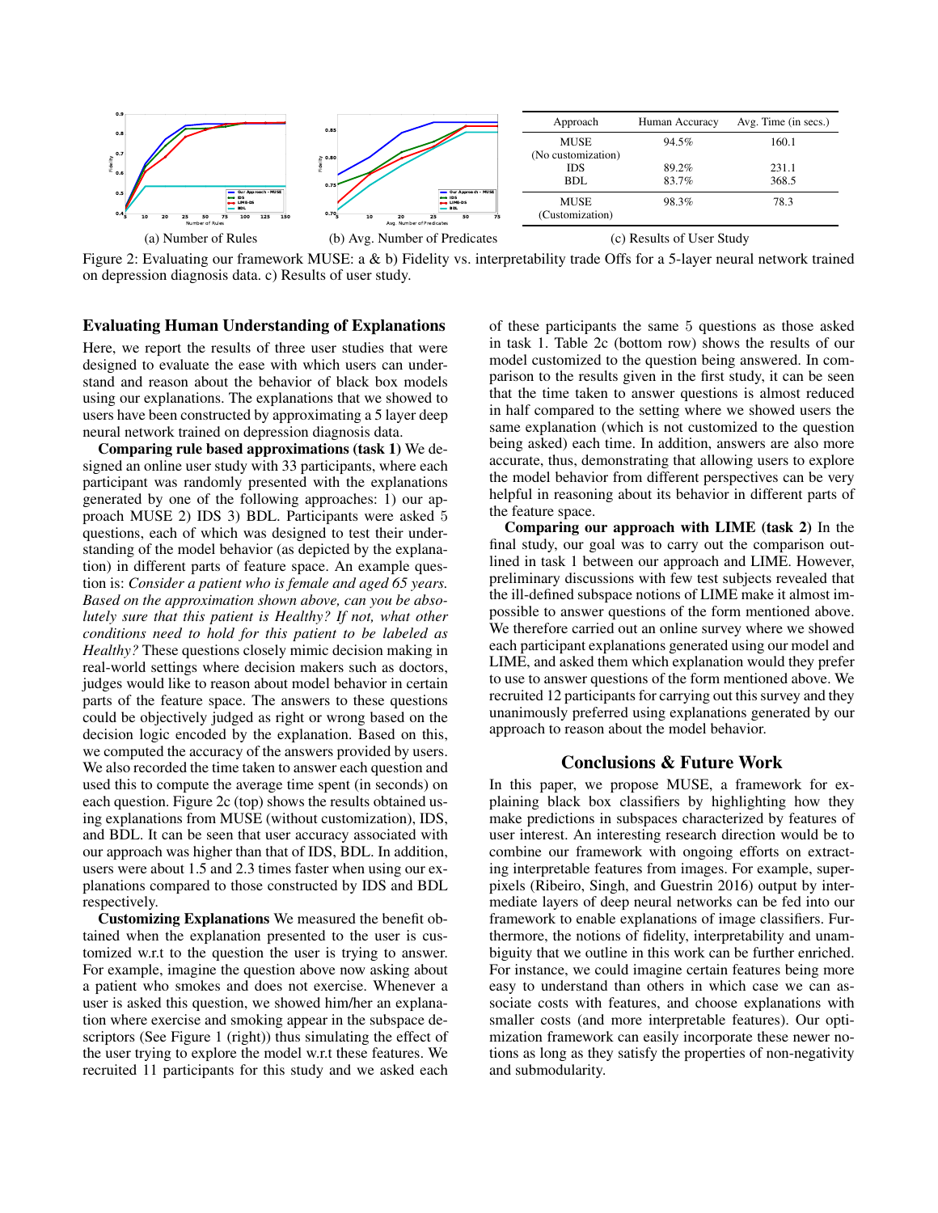| Approach | Human Accuracy | Avg. Time (in secs.) |
| --- | --- | --- |
| MUSE (No customization) | 94.5% | 160.1 |
| IDS | 89.2% | 231.1 |
| BDL | 83.7% | 368.5 |
| MUSE (Customization) | 98.3% | 78.3 |

(a) Number of Rules (b) Avg. Number of Predicates (c) Results of User Study

Figure 2: Evaluating our framework MUSE: a & b) Fidelity vs. interpretability trade Offs for a 5-layer neural network trained on depression diagnosis data. c) Results of user study.

## Evaluating Human Understanding of Explanations

Here, we report the results of three user studies that were designed to evaluate the ease with which users can understand and reason about the behavior of black box models using our explanations. The explanations that we showed to users have been constructed by approximating a 5 layer deep neural network trained on depression diagnosis data.

**Comparing rule based approximations (task 1)** We designed an online user study with 33 participants, where each participant was randomly presented with the explanations generated by one of the following approaches: 1) our approach MUSE 2) IDS 3) BDL. Participants were asked 5 questions, each of which was designed to test their understanding of the model behavior (as depicted by the explanation) in different parts of feature space. An example question is: *Consider a patient who is female and aged 65 years. Based on the approximation shown above, can you be absolutely sure that this patient is Healthy? If not, what other conditions need to hold for this patient to be labeled as Healthy?* These questions closely mimic decision making in real-world settings where decision makers such as doctors, judges would like to reason about model behavior in certain parts of the feature space. The answers to these questions could be objectively judged as right or wrong based on the decision logic encoded by the explanation. Based on this, we computed the accuracy of the answers provided by users. We also recorded the time taken to answer each question and used this to compute the average time spent (in seconds) on each question. Figure 2c (top) shows the results obtained using explanations from MUSE (without customization), IDS, and BDL. It can be seen that user accuracy associated with our approach was higher than that of IDS, BDL. In addition, users were about 1.5 and 2.3 times faster when using our explanations compared to those constructed by IDS and BDL respectively.

**Customizing Explanations** We measured the benefit obtained when the explanation presented to the user is customized w.r.t to the question the user is trying to answer. For example, imagine the question above now asking about a patient who smokes and does not exercise. Whenever a user is asked this question, we showed him/her an explanation where exercise and smoking appear in the subspace descriptors (See Figure 1 (right)) thus simulating the effect of the user trying to explore the model w.r.t these features. We recruited 11 participants for this study and we asked each of these participants the same 5 questions as those asked in task 1. Table 2c (bottom row) shows the results of our model customized to the question being answered. In comparison to the results given in the first study, it can be seen that the time taken to answer questions is almost reduced in half compared to the setting where we showed users the same explanation (which is not customized to the question being asked) each time. In addition, answers are also more accurate, thus, demonstrating that allowing users to explore the model behavior from different perspectives can be very helpful in reasoning about its behavior in different parts of the feature space.

**Comparing our approach with LIME (task 2)** In the final study, our goal was to carry out the comparison outlined in task 1 between our approach and LIME. However, preliminary discussions with few test subjects revealed that the ill-defined subspace notions of LIME make it almost impossible to answer questions of the form mentioned above. We therefore carried out an online survey where we showed each participant explanations generated using our model and LIME, and asked them which explanation would they prefer to use to answer questions of the form mentioned above. We recruited 12 participants for carrying out this survey and they unanimously preferred using explanations generated by our approach to reason about the model behavior.

## Conclusions & Future Work

In this paper, we propose MUSE, a framework for explaining black box classifiers by highlighting how they make predictions in subspaces characterized by features of user interest. An interesting research direction would be to combine our framework with ongoing efforts on extracting interpretable features from images. For example, super-pixels (Ribeiro, Singh, and Guestrin 2016) output by intermediate layers of deep neural networks can be fed into our framework to enable explanations of image classifiers. Furthermore, the notions of fidelity, interpretability and unambiguity that we outline in this work can be further enriched. For instance, we could imagine certain features being more easy to understand than others in which case we can associate costs with features, and choose explanations with smaller costs (and more interpretable features). Our optimization framework can easily incorporate these newer notions as long as they satisfy the properties of non-negativity and submodularity.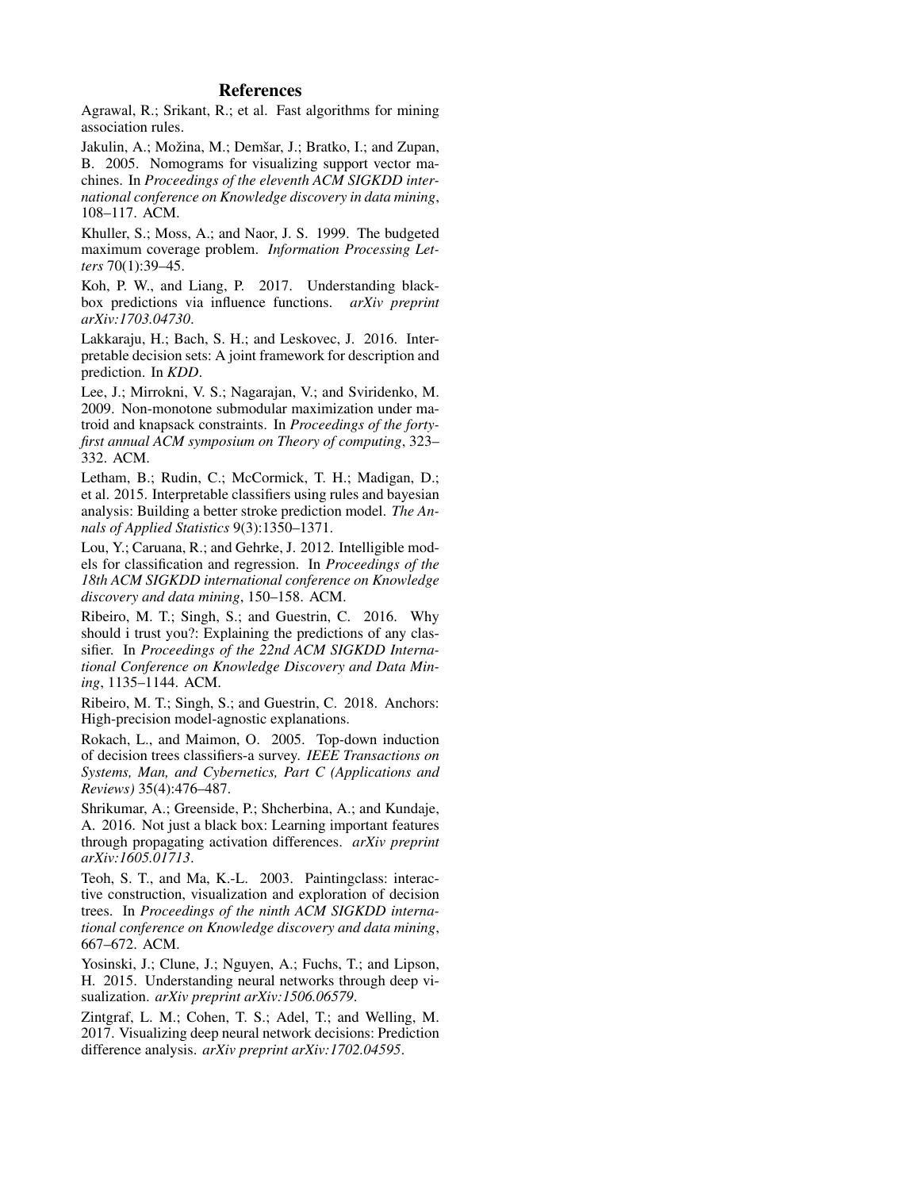## References

Agrawal, R.; Srikant, R.; et al. Fast algorithms for mining association rules.

Jakulin, A.; Možina, M.; Demšar, J.; Bratko, I.; and Zupan, B. 2005. Nomograms for visualizing support vector machines. In *Proceedings of the eleventh ACM SIGKDD international conference on Knowledge discovery in data mining*, 108–117. ACM.

Khuller, S.; Moss, A.; and Naor, J. S. 1999. The budgeted maximum coverage problem. *Information Processing Letters* 70(1):39–45.

Koh, P. W., and Liang, P. 2017. Understanding black-box predictions via influence functions. *arXiv preprint arXiv:1703.04730*.

Lakkaraju, H.; Bach, S. H.; and Leskovec, J. 2016. Interpretable decision sets: A joint framework for description and prediction. In *KDD*.

Lee, J.; Mirrokni, V. S.; Nagarajan, V.; and Sviridenko, M. 2009. Non-monotone submodular maximization under matroid and knapsack constraints. In *Proceedings of the forty-first annual ACM symposium on Theory of computing*, 323–332. ACM.

Letham, B.; Rudin, C.; McCormick, T. H.; Madigan, D.; et al. 2015. Interpretable classifiers using rules and bayesian analysis: Building a better stroke prediction model. *The Annals of Applied Statistics* 9(3):1350–1371.

Lou, Y.; Caruana, R.; and Gehrke, J. 2012. Intelligible models for classification and regression. In *Proceedings of the 18th ACM SIGKDD international conference on Knowledge discovery and data mining*, 150–158. ACM.

Ribeiro, M. T.; Singh, S.; and Guestrin, C. 2016. Why should i trust you?: Explaining the predictions of any classifier. In *Proceedings of the 22nd ACM SIGKDD International Conference on Knowledge Discovery and Data Mining*, 1135–1144. ACM.

Ribeiro, M. T.; Singh, S.; and Guestrin, C. 2018. Anchors: High-precision model-agnostic explanations.

Rokach, L., and Maimon, O. 2005. Top-down induction of decision trees classifiers-a survey. *IEEE Transactions on Systems, Man, and Cybernetics, Part C (Applications and Reviews)* 35(4):476–487.

Shrikumar, A.; Greenside, P.; Shcherbina, A.; and Kundaje, A. 2016. Not just a black box: Learning important features through propagating activation differences. *arXiv preprint arXiv:1605.01713*.

Teoh, S. T., and Ma, K.-L. 2003. Paintingclass: interactive construction, visualization and exploration of decision trees. In *Proceedings of the ninth ACM SIGKDD international conference on Knowledge discovery and data mining*, 667–672. ACM.

Yosinski, J.; Clune, J.; Nguyen, A.; Fuchs, T.; and Lipson, H. 2015. Understanding neural networks through deep visualization. *arXiv preprint arXiv:1506.06579*.

Zintgraf, L. M.; Cohen, T. S.; Adel, T.; and Welling, M. 2017. Visualizing deep neural network decisions: Prediction difference analysis. *arXiv preprint arXiv:1702.04595*.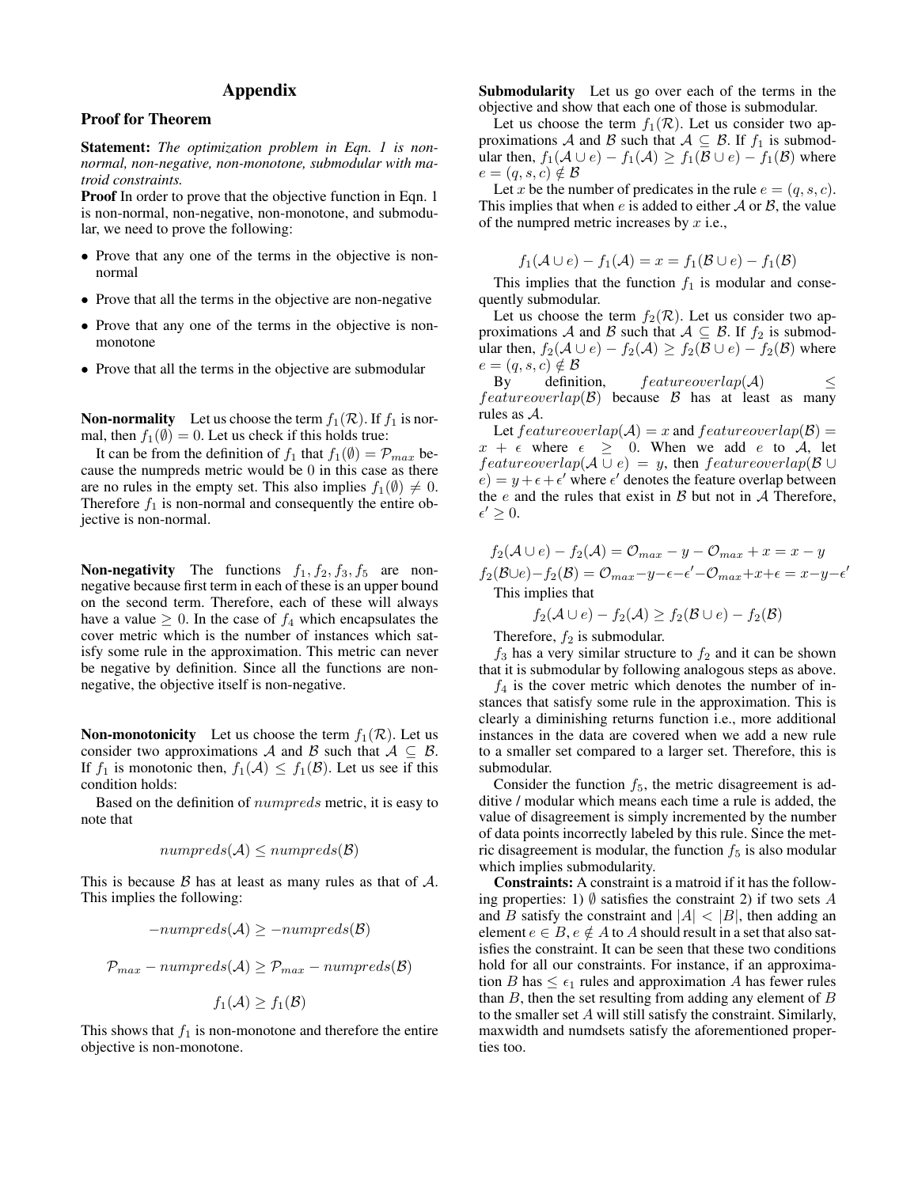# Appendix

## Proof for Theorem

**Statement:** *The optimization problem in Eqn. 1 is non-normal, non-negative, non-monotone, submodular with matroid constraints.*

**Proof** In order to prove that the objective function in Eqn. 1 is non-normal, non-negative, non-monotone, and submodular, we need to prove the following:

- Prove that any one of the terms in the objective is non-normal
- Prove that all the terms in the objective are non-negative
- Prove that any one of the terms in the objective is non-monotone
- Prove that all the terms in the objective are submodular

**Non-normality** Let us choose the term $f_1(\mathcal{R})$. If $f_1$ is normal, then $f_1(\emptyset) = 0$. Let us check if this holds true:

It can be from the definition of $f_1$ that $f_1(\emptyset) = \mathcal{P}_{max}$ because the numpreds metric would be 0 in this case as there are no rules in the empty set. This also implies $f_1(\emptyset) \neq 0$. Therefore $f_1$ is non-normal and consequently the entire objective is non-normal.

**Non-negativity** The functions $f_1, f_2, f_3, f_5$ are non-negative because first term in each of these is an upper bound on the second term. Therefore, each of these will always have a value $\geq 0$. In the case of $f_4$ which encapsulates the cover metric which is the number of instances which satisfy some rule in the approximation. This metric can never be negative by definition. Since all the functions are non-negative, the objective itself is non-negative.

**Non-monotonicity** Let us choose the term $f_1(\mathcal{R})$. Let us consider two approximations $\mathcal{A}$ and $\mathcal{B}$ such that $\mathcal{A} \subseteq \mathcal{B}$. If $f_1$ is monotonic then, $f_1(\mathcal{A}) \leq f_1(\mathcal{B})$. Let us see if this condition holds:

Based on the definition of $numpreds$ metric, it is easy to note that

$$numpreds(\mathcal{A}) \leq numpreds(\mathcal{B})$$

This is because $\mathcal{B}$ has at least as many rules as that of $\mathcal{A}$. This implies the following:

$$-numpreds(\mathcal{A}) \geq -numpreds(\mathcal{B})$$

$$\mathcal{P}_{max} - numpreds(\mathcal{A}) \geq \mathcal{P}_{max} - numpreds(\mathcal{B})$$

$$f_1(\mathcal{A}) \geq f_1(\mathcal{B})$$

This shows that $f_1$ is non-monotone and therefore the entire objective is non-monotone.

**Submodularity** Let us go over each of the terms in the objective and show that each one of those is submodular.

Let us choose the term $f_1(\mathcal{R})$. Let us consider two approximations $\mathcal{A}$ and $\mathcal{B}$ such that $\mathcal{A} \subseteq \mathcal{B}$. If $f_1$ is submodular then, $f_1(\mathcal{A} \cup e) - f_1(\mathcal{A}) \geq f_1(\mathcal{B} \cup e) - f_1(\mathcal{B})$ where $e = (q, s, c) \notin \mathcal{B}$

Let $x$ be the number of predicates in the rule $e = (q, s, c)$. This implies that when $e$ is added to either $\mathcal{A}$ or $\mathcal{B}$, the value of the numpred metric increases by $x$ i.e.,

$$f_1(\mathcal{A} \cup e) - f_1(\mathcal{A}) = x = f_1(\mathcal{B} \cup e) - f_1(\mathcal{B})$$

This implies that the function $f_1$ is modular and consequently submodular.

Let us choose the term $f_2(\mathcal{R})$. Let us consider two approximations $\mathcal{A}$ and $\mathcal{B}$ such that $\mathcal{A} \subseteq \mathcal{B}$. If $f_2$ is submodular then, $f_2(\mathcal{A} \cup e) - f_2(\mathcal{A}) \geq f_2(\mathcal{B} \cup e) - f_2(\mathcal{B})$ where $e = (q, s, c) \notin \mathcal{B}$

By definition, $featureoverlap(\mathcal{A}) \leq featureoverlap(\mathcal{B})$ because $\mathcal{B}$ has at least as many rules as $\mathcal{A}$.

Let $featureoverlap(\mathcal{A}) = x$ and $featureoverlap(\mathcal{B}) = x + \epsilon$ where $\epsilon \geq 0$. When we add $e$ to $\mathcal{A}$, let $featureoverlap(\mathcal{A} \cup e) = y$, then $featureoverlap(\mathcal{B} \cup e) = y + \epsilon + \epsilon'$ where $\epsilon'$ denotes the feature overlap between the $e$ and the rules that exist in $\mathcal{B}$ but not in $\mathcal{A}$ Therefore, $\epsilon' \geq 0$.

$$f_2(\mathcal{A} \cup e) - f_2(\mathcal{A}) = \mathcal{O}_{max} - y - \mathcal{O}_{max} + x = x - y$$

$$f_2(\mathcal{B} \cup e) - f_2(\mathcal{B}) = \mathcal{O}_{max} - y - \epsilon - \epsilon' - \mathcal{O}_{max} + x + \epsilon = x - y - \epsilon'$$

This implies that

$$f_2(\mathcal{A} \cup e) - f_2(\mathcal{A}) \geq f_2(\mathcal{B} \cup e) - f_2(\mathcal{B})$$

Therefore, $f_2$ is submodular.

$f_3$ has a very similar structure to $f_2$ and it can be shown that it is submodular by following analogous steps as above.

$f_4$ is the cover metric which denotes the number of instances that satisfy some rule in the approximation. This is clearly a diminishing returns function i.e., more additional instances in the data are covered when we add a new rule to a smaller set compared to a larger set. Therefore, this is submodular.

Consider the function $f_5$, the metric disagreement is additive / modular which means each time a rule is added, the value of disagreement is simply incremented by the number of data points incorrectly labeled by this rule. Since the metric disagreement is modular, the function $f_5$ is also modular which implies submodularity.

**Constraints:** A constraint is a matroid if it has the following properties: 1) $\emptyset$ satisfies the constraint 2) if two sets $A$ and $B$ satisfy the constraint and $|A| < |B|$, then adding an element $e \in B, e \notin A$ to $A$ should result in a set that also satisfies the constraint. It can be seen that these two conditions hold for all our constraints. For instance, if an approximation $B$ has $\leq \epsilon_1$ rules and approximation $A$ has fewer rules than $B$, then the set resulting from adding any element of $B$ to the smaller set $A$ will still satisfy the constraint. Similarly, maxwidth and numdsets satisfy the aforementioned properties too.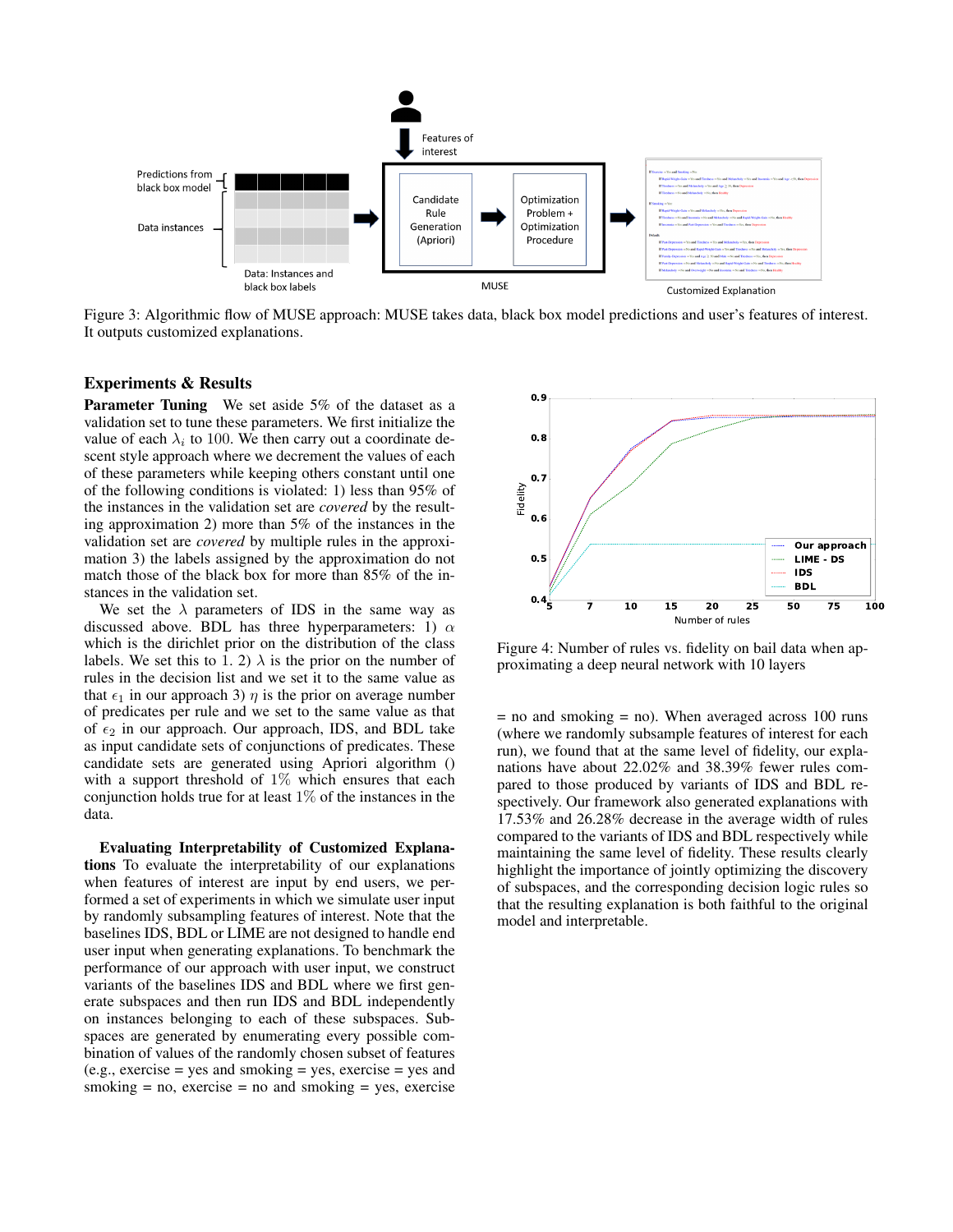Figure 3: Algorithmic flow of MUSE approach: MUSE takes data, black box model predictions and user's features of interest. It outputs customized explanations.

## Experiments & Results

**Parameter Tuning** We set aside 5% of the dataset as a validation set to tune these parameters. We first initialize the value of each $\lambda_i$ to 100. We then carry out a coordinate descent style approach where we decrement the values of each of these parameters while keeping others constant until one of the following conditions is violated: 1) less than 95% of the instances in the validation set are *covered* by the resulting approximation 2) more than 5% of the instances in the validation set are *covered* by multiple rules in the approximation 3) the labels assigned by the approximation do not match those of the black box for more than 85% of the instances in the validation set.

We set the $\lambda$ parameters of IDS in the same way as discussed above. BDL has three hyperparameters: 1) $\alpha$ which is the dirichlet prior on the distribution of the class labels. We set this to 1. 2) $\lambda$ is the prior on the number of rules in the decision list and we set it to the same value as that $\epsilon_1$ in our approach 3) $\eta$ is the prior on average number of predicates per rule and we set to the same value as that of $\epsilon_2$ in our approach. Our approach, IDS, and BDL take as input candidate sets of conjunctions of predicates. These candidate sets are generated using Apriori algorithm () with a support threshold of 1% which ensures that each conjunction holds true for at least 1% of the instances in the data.

**Evaluating Interpretability of Customized Explanations** To evaluate the interpretability of our explanations when features of interest are input by end users, we performed a set of experiments in which we simulate user input by randomly subsampling features of interest. Note that the baselines IDS, BDL or LIME are not designed to handle end user input when generating explanations. To benchmark the performance of our approach with user input, we construct variants of the baselines IDS and BDL where we first generate subspaces and then run IDS and BDL independently on instances belonging to each of these subspaces. Subspaces are generated by enumerating every possible combination of values of the randomly chosen subset of features (e.g., exercise = yes and smoking = yes, exercise = yes and smoking = no, exercise = no and smoking = yes, exercise = no and smoking = no). When averaged across 100 runs (where we randomly subsample features of interest for each run), we found that at the same level of fidelity, our explanations have about 22.02% and 38.39% fewer rules compared to those produced by variants of IDS and BDL respectively. Our framework also generated explanations with 17.53% and 26.28% decrease in the average width of rules compared to the variants of IDS and BDL respectively while maintaining the same level of fidelity. These results clearly highlight the importance of jointly optimizing the discovery of subspaces, and the corresponding decision logic rules so that the resulting explanation is both faithful to the original model and interpretable.

Figure 4: Number of rules vs. fidelity on bail data when approximating a deep neural network with 10 layers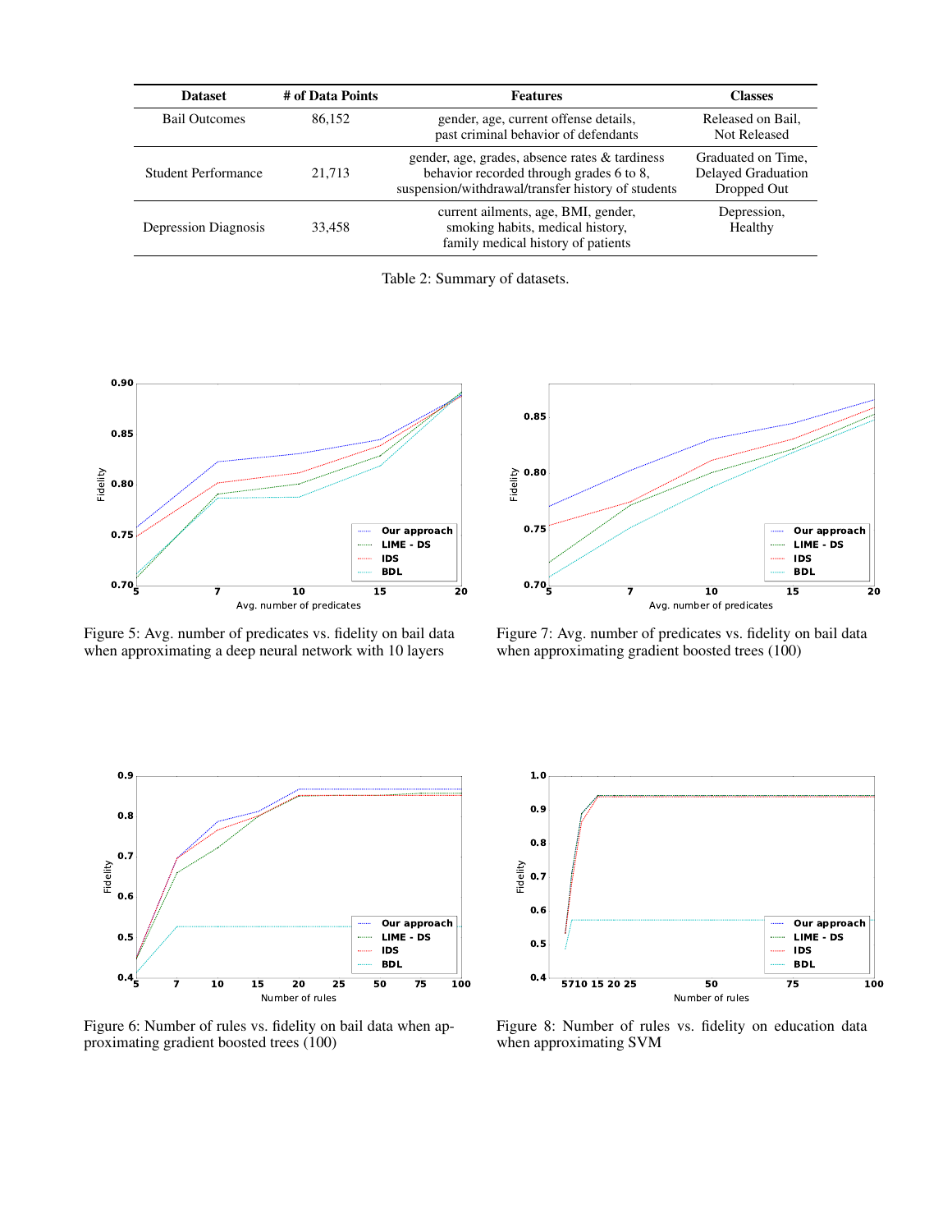| Dataset | # of Data Points | Features | Classes |
|---|---|---|---|
| Bail Outcomes | 86,152 | gender, age, current offense details, past criminal behavior of defendants | Released on Bail, Not Released |
| Student Performance | 21,713 | gender, age, grades, absence rates & tardiness behavior recorded through grades 6 to 8, suspension/withdrawal/transfer history of students | Graduated on Time, Delayed Graduation Dropped Out |
| Depression Diagnosis | 33,458 | current ailments, age, BMI, gender, smoking habits, medical history, family medical history of patients | Depression, Healthy |

Table 2: Summary of datasets.

Figure 5: Avg. number of predicates vs. fidelity on bail data when approximating a deep neural network with 10 layers

Figure 7: Avg. number of predicates vs. fidelity on bail data when approximating gradient boosted trees (100)

Figure 6: Number of rules vs. fidelity on bail data when approximating gradient boosted trees (100)

Figure 8: Number of rules vs. fidelity on education data when approximating SVM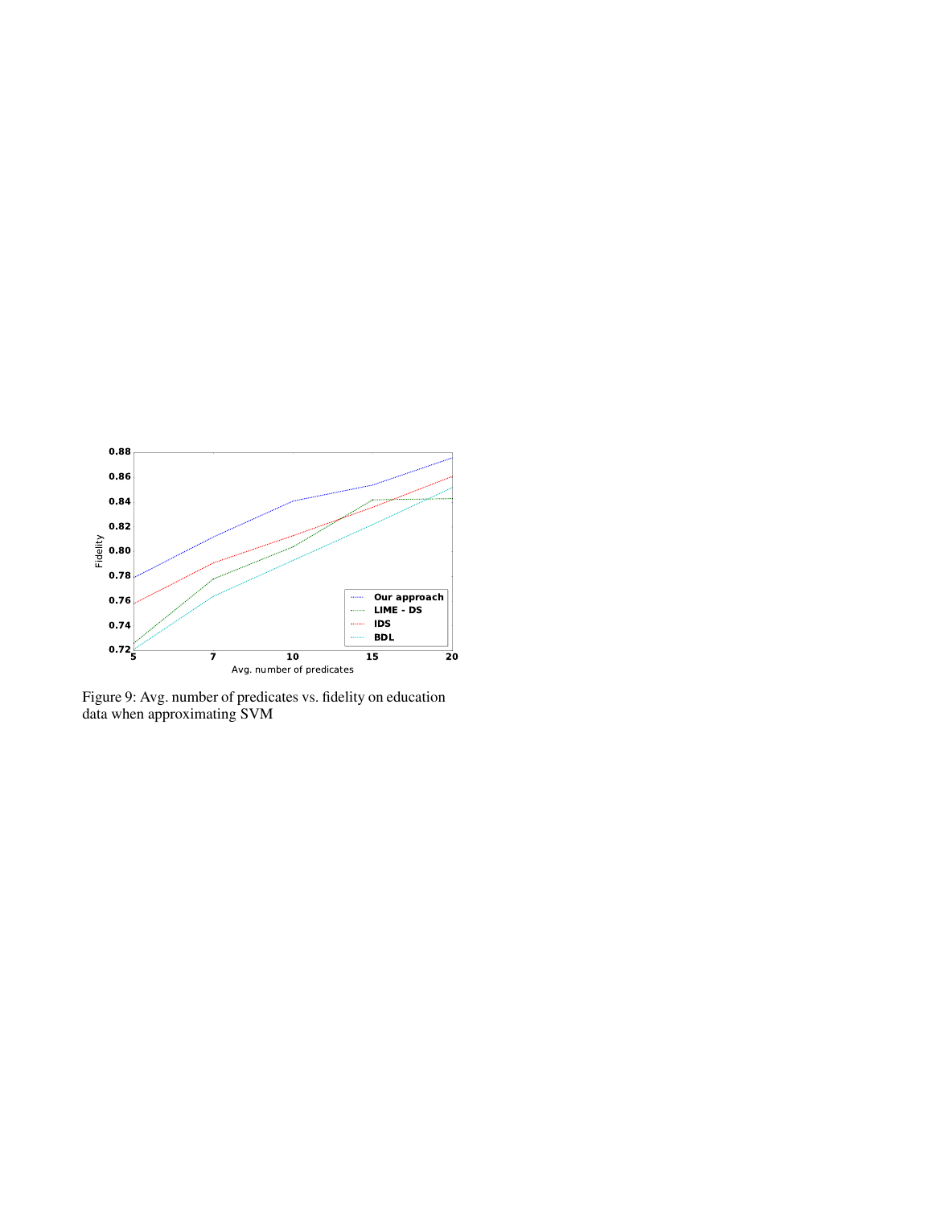0.88
0.86
0.84
0.82
0.80
0.78
0.76
0.74
0.72

Fidelity

5
7
10
15
20

Avg. number of predicates

Our approach
LIME - DS
IDS
BDL

Figure 9: Avg. number of predicates vs. fidelity on education data when approximating SVM